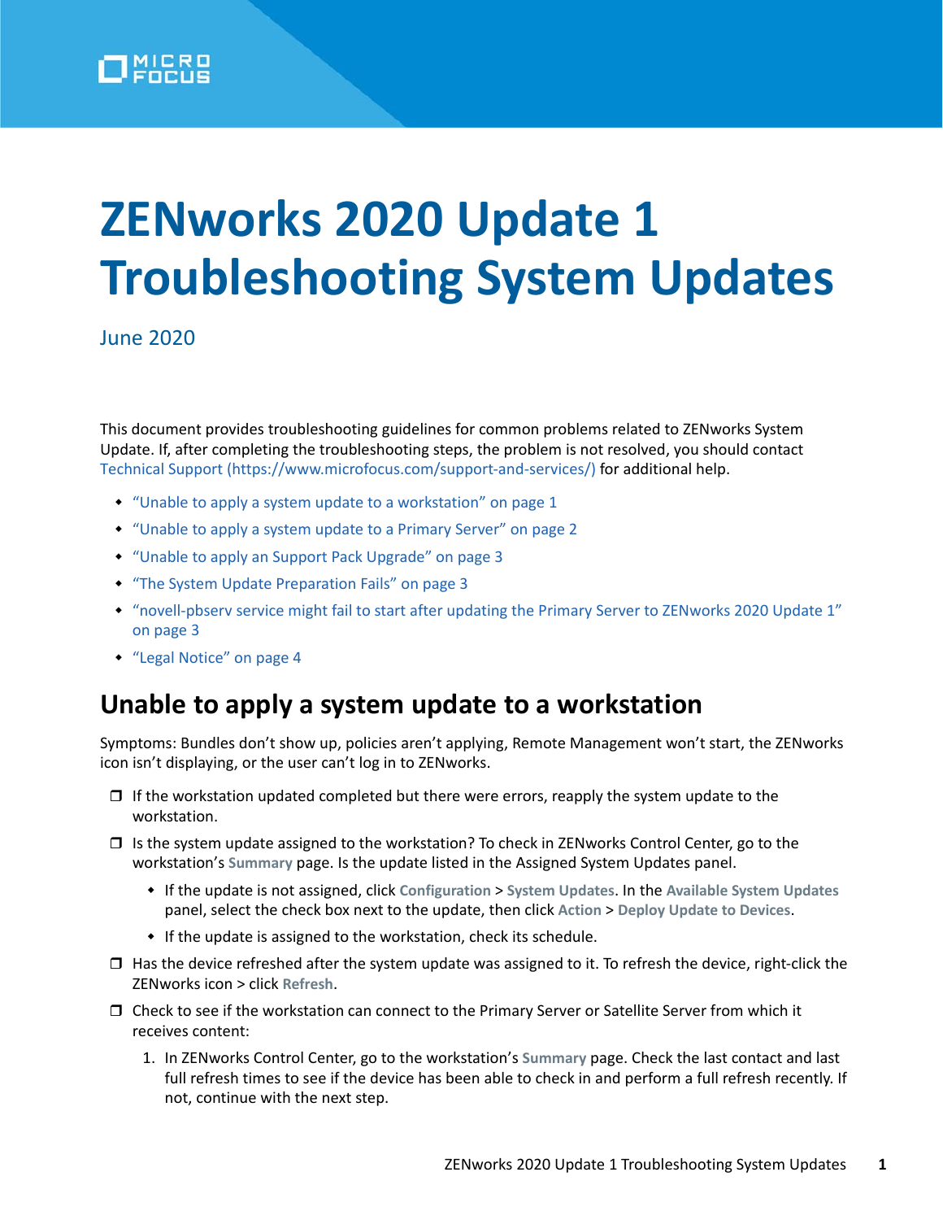# ZENworks 2020 Update 1 Troubleshooting System Updates

June 2020

This document provides troubleshooting guidelines for common problems related to ZENworks System Update. If, after completing the troubleshooting steps, the problem is not resolved, you should contact Technical Support (https://www.microfocus.com/support-and-services/) for additional help.

- "Unable to apply a system update to a workstation" on page 1
- "Unable to apply a system update to a Primary Server" on page 2
- "Unable to apply an Support Pack Upgrade" on page 3
- "The System Update Preparation Fails" on page 3
- "novell-pbserv service might fail to start after updating the Primary Server to ZENworks 2020 Update 1" on page 3
- "Legal Notice" on page 4

## Unable to apply a system update to a workstation

Symptoms: Bundles don't show up, policies aren't applying, Remote Management won't start, the ZENworks icon isn't displaying, or the user can't log in to ZENworks.

- ☐ If the workstation updated completed but there were errors, reapply the system update to the workstation.
- ☐ Is the system update assigned to the workstation? To check in ZENworks Control Center, go to the workstation's **Summary** page. Is the update listed in the Assigned System Updates panel.
  - If the update is not assigned, click **Configuration** > **System Updates**. In the **Available System Updates** panel, select the check box next to the update, then click **Action** > **Deploy Update to Devices**.
  - If the update is assigned to the workstation, check its schedule.
- ☐ Has the device refreshed after the system update was assigned to it. To refresh the device, right-click the ZENworks icon > click **Refresh**.
- ☐ Check to see if the workstation can connect to the Primary Server or Satellite Server from which it receives content:
  1. In ZENworks Control Center, go to the workstation's **Summary** page. Check the last contact and last full refresh times to see if the device has been able to check in and perform a full refresh recently. If not, continue with the next step.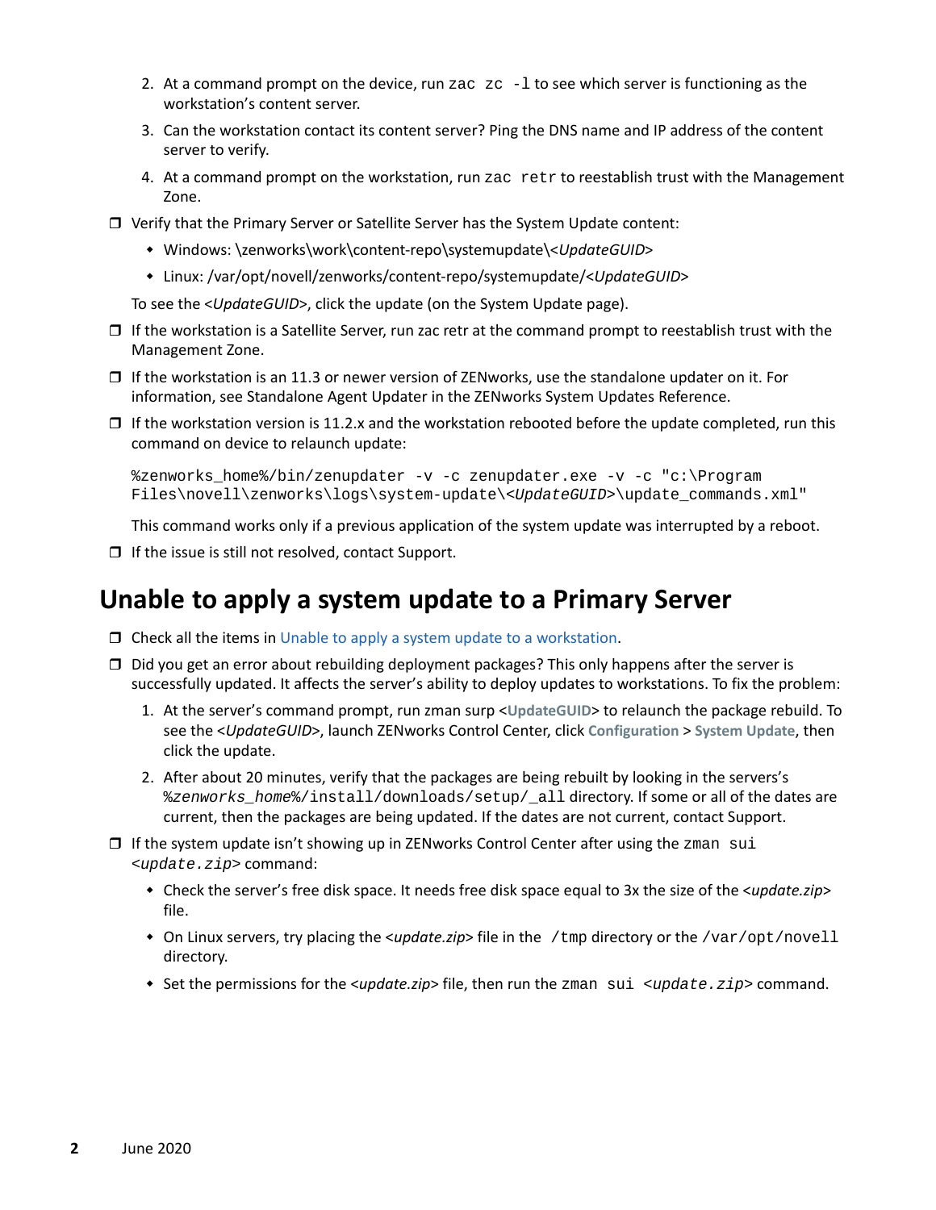2. At a command prompt on the device, run `zac zc -l` to see which server is functioning as the workstation's content server.
3. Can the workstation contact its content server? Ping the DNS name and IP address of the content server to verify.
4. At a command prompt on the workstation, run `zac retr` to reestablish trust with the Management Zone.

- ❒ Verify that the Primary Server or Satellite Server has the System Update content:
  - Windows: \zenworks\work\content-repo\systemupdate\<*UpdateGUID*>
  - Linux: /var/opt/novell/zenworks/content-repo/systemupdate/<*UpdateGUID*>

  To see the <*UpdateGUID*>, click the update (on the System Update page).
- ❒ If the workstation is a Satellite Server, run zac retr at the command prompt to reestablish trust with the Management Zone.
- ❒ If the workstation is an 11.3 or newer version of ZENworks, use the standalone updater on it. For information, see Standalone Agent Updater in the ZENworks System Updates Reference.
- ❒ If the workstation version is 11.2.x and the workstation rebooted before the update completed, run this command on device to relaunch update:

  ```
  %zenworks_home%/bin/zenupdater -v -c zenupdater.exe -v -c "c:\Program
  Files\novell\zenworks\logs\system-update\<UpdateGUID>\update_commands.xml"
  ```

  This command works only if a previous application of the system update was interrupted by a reboot.
- ❒ If the issue is still not resolved, contact Support.

## Unable to apply a system update to a Primary Server

- ❒ Check all the items in Unable to apply a system update to a workstation.
- ❒ Did you get an error about rebuilding deployment packages? This only happens after the server is successfully updated. It affects the server's ability to deploy updates to workstations. To fix the problem:
  1. At the server's command prompt, run zman surp <**UpdateGUID**> to relaunch the package rebuild. To see the <*UpdateGUID*>, launch ZENworks Control Center, click **Configuration** > **System Update**, then click the update.
  2. After about 20 minutes, verify that the packages are being rebuilt by looking in the servers's `%zenworks_home%/install/downloads/setup/_all` directory. If some or all of the dates are current, then the packages are being updated. If the dates are not current, contact Support.
- ❒ If the system update isn't showing up in ZENworks Control Center after using the `zman sui <update.zip>` command:
  - Check the server's free disk space. It needs free disk space equal to 3x the size of the <*update.zip*> file.
  - On Linux servers, try placing the <*update.zip*> file in the `/tmp` directory or the `/var/opt/novell` directory.
  - Set the permissions for the <*update.zip*> file, then run the `zman sui <update.zip>` command.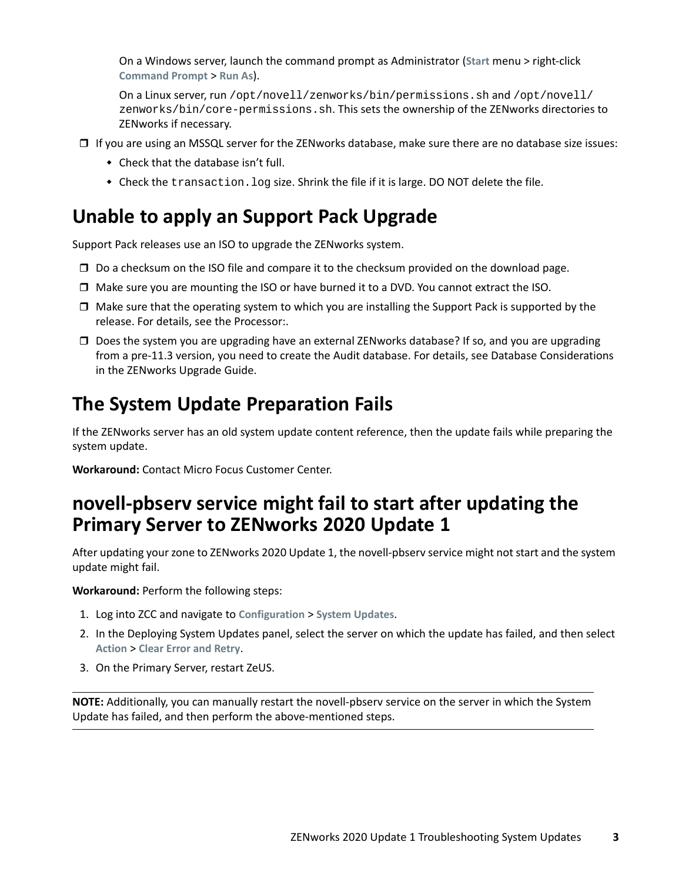On a Windows server, launch the command prompt as Administrator (**Start** menu > right-click **Command Prompt** > **Run As**).

On a Linux server, run `/opt/novell/zenworks/bin/permissions.sh` and `/opt/novell/zenworks/bin/core-permissions.sh`. This sets the ownership of the ZENworks directories to ZENworks if necessary.

- ❐ If you are using an MSSQL server for the ZENworks database, make sure there are no database size issues:
  - Check that the database isn't full.
  - Check the `transaction.log` size. Shrink the file if it is large. DO NOT delete the file.

## Unable to apply an Support Pack Upgrade

Support Pack releases use an ISO to upgrade the ZENworks system.

- ❐ Do a checksum on the ISO file and compare it to the checksum provided on the download page.
- ❐ Make sure you are mounting the ISO or have burned it to a DVD. You cannot extract the ISO.
- ❐ Make sure that the operating system to which you are installing the Support Pack is supported by the release. For details, see the Processor:.
- ❐ Does the system you are upgrading have an external ZENworks database? If so, and you are upgrading from a pre-11.3 version, you need to create the Audit database. For details, see Database Considerations in the ZENworks Upgrade Guide.

## The System Update Preparation Fails

If the ZENworks server has an old system update content reference, then the update fails while preparing the system update.

**Workaround:** Contact Micro Focus Customer Center.

## novell-pbserv service might fail to start after updating the Primary Server to ZENworks 2020 Update 1

After updating your zone to ZENworks 2020 Update 1, the novell-pbserv service might not start and the system update might fail.

**Workaround:** Perform the following steps:

1. Log into ZCC and navigate to **Configuration** > **System Updates**.
2. In the Deploying System Updates panel, select the server on which the update has failed, and then select **Action** > **Clear Error and Retry**.
3. On the Primary Server, restart ZeUS.

---

**NOTE:** Additionally, you can manually restart the novell-pbserv service on the server in which the System Update has failed, and then perform the above-mentioned steps.

---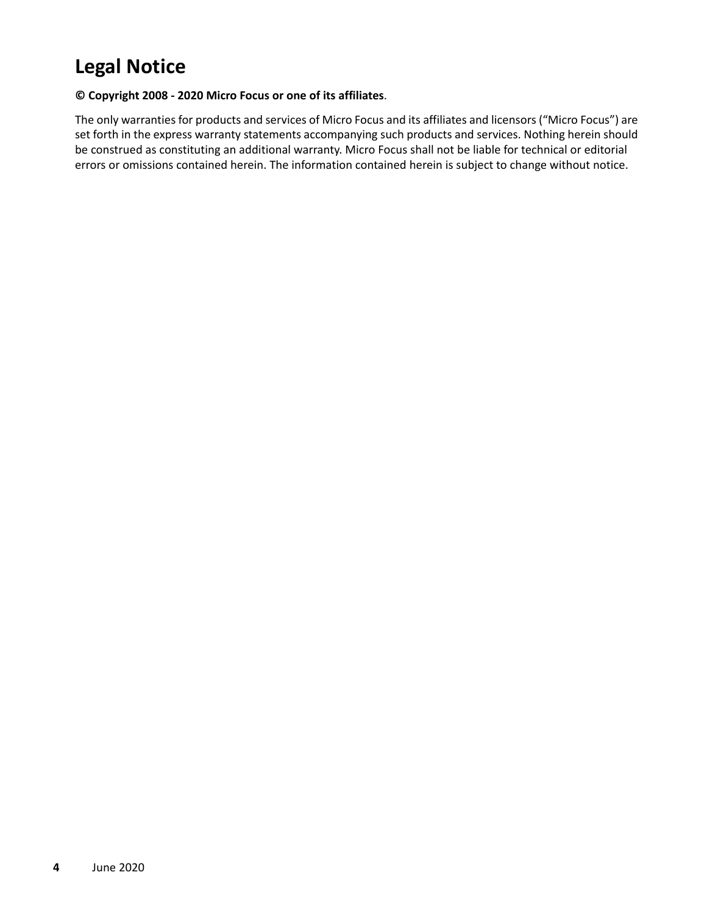# Legal Notice

**© Copyright 2008 - 2020 Micro Focus or one of its affiliates**.

The only warranties for products and services of Micro Focus and its affiliates and licensors ("Micro Focus") are set forth in the express warranty statements accompanying such products and services. Nothing herein should be construed as constituting an additional warranty. Micro Focus shall not be liable for technical or editorial errors or omissions contained herein. The information contained herein is subject to change without notice.